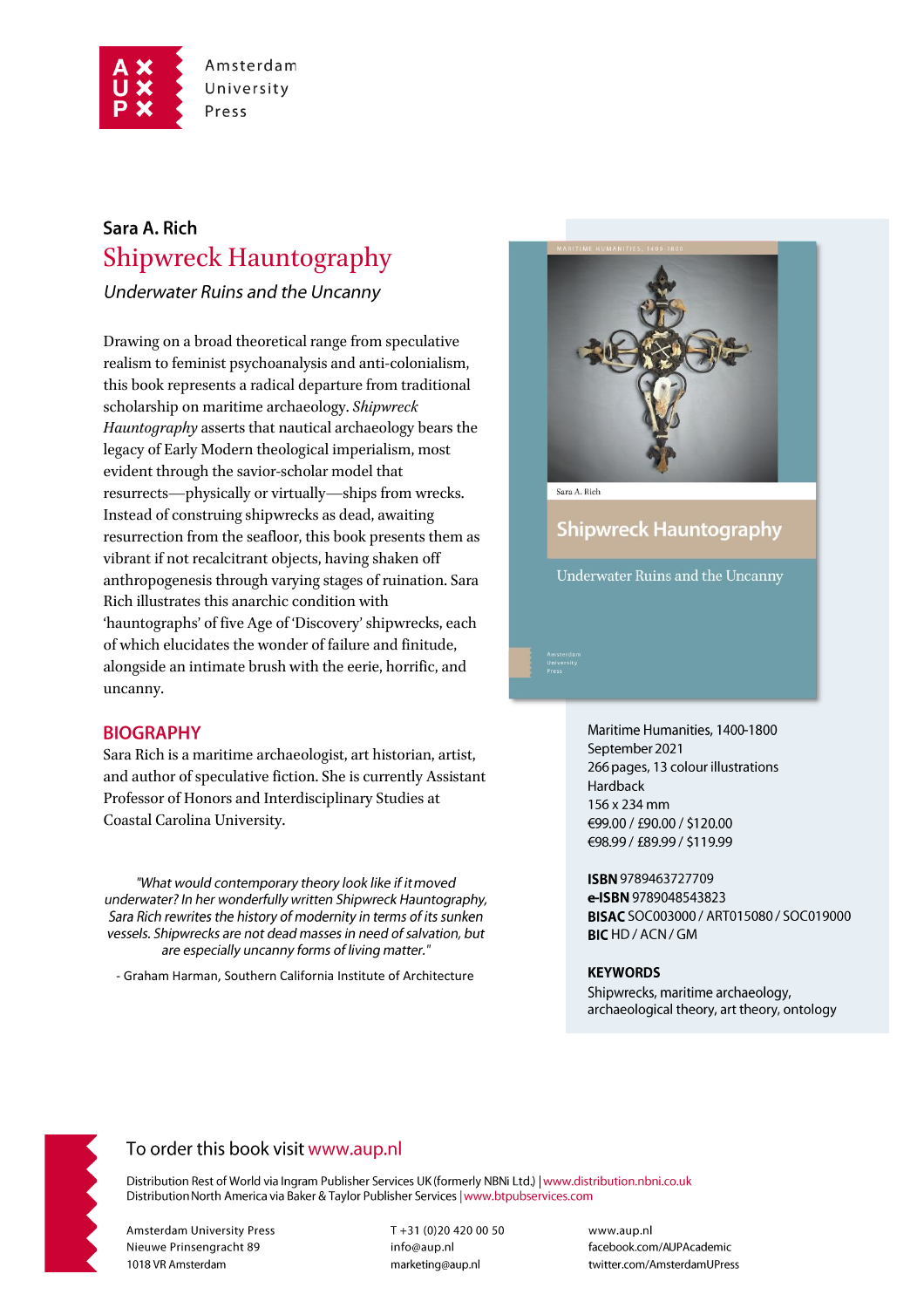Amsterdam University Press

**Sara A. Rich**

# Shipwreck Hauntography

*Underwater Ruins and the Uncanny*

Drawing on a broad theoretical range from speculative realism to feminist psychoanalysis and anti-colonialism, this book represents a radical departure from traditional scholarship on maritime archaeology. *Shipwreck Hauntography* asserts that nautical archaeology bears the legacy of Early Modern theological imperialism, most evident through the savior-scholar model that resurrects—physically or virtually—ships from wrecks. Instead of construing shipwrecks as dead, awaiting resurrection from the seafloor, this book presents them as vibrant if not recalcitrant objects, having shaken off anthropogenesis through varying stages of ruination. Sara Rich illustrates this anarchic condition with 'hauntographs' of five Age of 'Discovery' shipwrecks, each of which elucidates the wonder of failure and finitude, alongside an intimate brush with the eerie, horrific, and uncanny.

## BIOGRAPHY

Sara Rich is a maritime archaeologist, art historian, artist, and author of speculative fiction. She is currently Assistant Professor of Honors and Interdisciplinary Studies at Coastal Carolina University.

*"What would contemporary theory look like if it moved underwater? In her wonderfully written Shipwreck Hauntography, Sara Rich rewrites the history of modernity in terms of its sunken vessels. Shipwrecks are not dead masses in need of salvation, but are especially uncanny forms of living matter."*

- Graham Harman, Southern California Institute of Architecture

Maritime Humanities, 1400-1800
September 2021
266 pages, 13 colour illustrations
Hardback
156 x 234 mm
€99.00 / £90.00 / $120.00
€98.99 / £89.99 / $119.99

**ISBN** 9789463727709
**e-ISBN** 9789048543823
**BISAC** SOC003000 / ART015080 / SOC019000
**BIC** HD / ACN / GM

**KEYWORDS**
Shipwrecks, maritime archaeology, archaeological theory, art theory, ontology

To order this book visit www.aup.nl

Distribution Rest of World via Ingram Publisher Services UK (formerly NBNi Ltd.) | www.distribution.nbni.co.uk
Distribution North America via Baker & Taylor Publisher Services | www.btpubservices.com

Amsterdam University Press
Nieuwe Prinsengracht 89
1018 VR Amsterdam

T +31 (0)20 420 00 50
info@aup.nl
marketing@aup.nl

www.aup.nl
facebook.com/AUPAcademic
twitter.com/AmsterdamUPress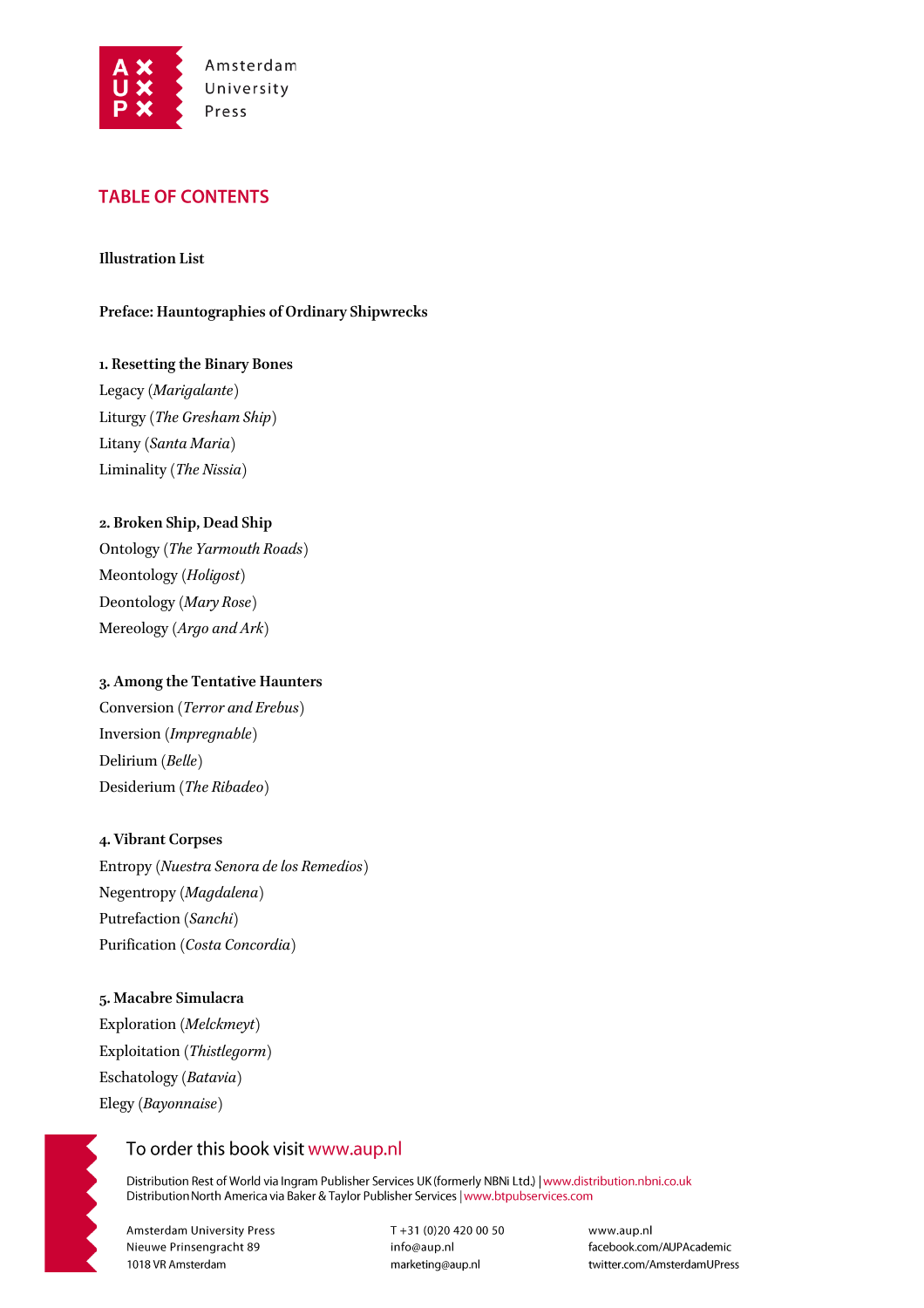## TABLE OF CONTENTS

**Illustration List**

**Preface: Hauntographies of Ordinary Shipwrecks**

**1. Resetting the Binary Bones**

Legacy (*Marigalante*)
Liturgy (*The Gresham Ship*)
Litany (*Santa Maria*)
Liminality (*The Nissia*)

**2. Broken Ship, Dead Ship**

Ontology (*The Yarmouth Roads*)
Meontology (*Holigost*)
Deontology (*Mary Rose*)
Mereology (*Argo and Ark*)

**3. Among the Tentative Haunters**

Conversion (*Terror and Erebus*)
Inversion (*Impregnable*)
Delirium (*Belle*)
Desiderium (*The Ribadeo*)

**4. Vibrant Corpses**

Entropy (*Nuestra Senora de los Remedios*)
Negentropy (*Magdalena*)
Putrefaction (*Sanchi*)
Purification (*Costa Concordia*)

**5. Macabre Simulacra**

Exploration (*Melckmeyt*)
Exploitation (*Thistlegorm*)
Eschatology (*Batavia*)
Elegy (*Bayonnaise*)

To order this book visit www.aup.nl

Distribution Rest of World via Ingram Publisher Services UK (formerly NBNi Ltd.) | www.distribution.nbni.co.uk
Distribution North America via Baker & Taylor Publisher Services | www.btpubservices.com

Amsterdam University Press
Nieuwe Prinsengracht 89
1018 VR Amsterdam

T +31 (0)20 420 00 50
info@aup.nl
marketing@aup.nl

www.aup.nl
facebook.com/AUPAcademic
twitter.com/AmsterdamUPress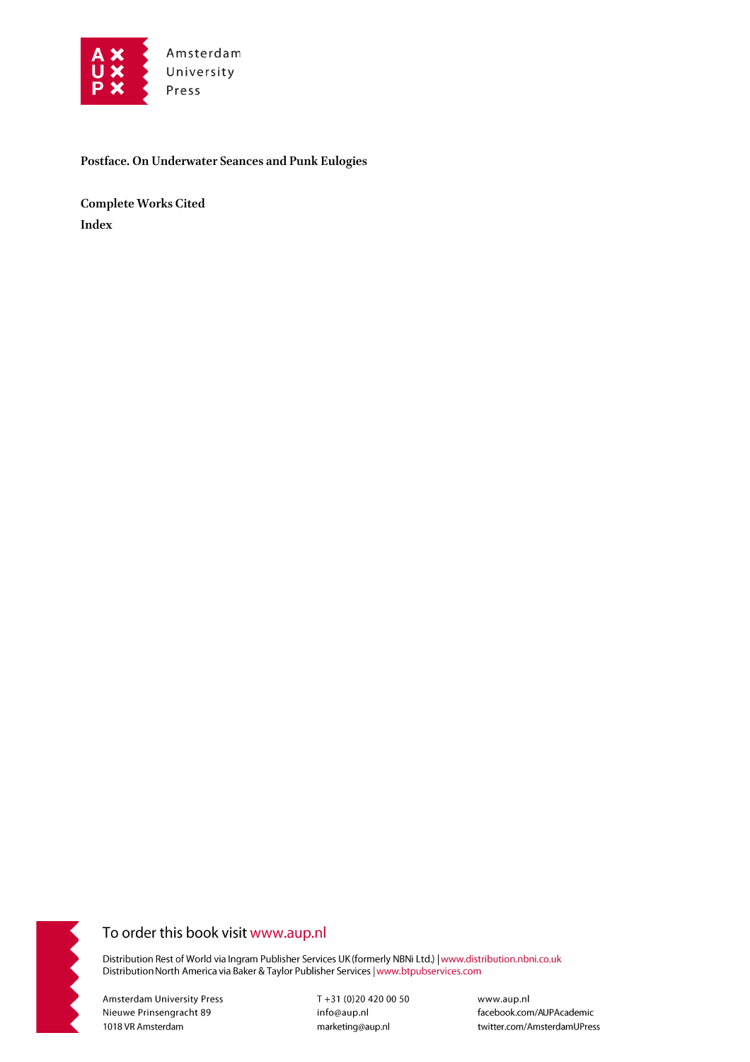Amsterdam University Press

**Postface. On Underwater Seances and Punk Eulogies**

**Complete Works Cited**

**Index**

To order this book visit www.aup.nl

Distribution Rest of World via Ingram Publisher Services UK (formerly NBNi Ltd.) | www.distribution.nbni.co.uk
Distribution North America via Baker & Taylor Publisher Services | www.btpubservices.com

Amsterdam University Press
Nieuwe Prinsengracht 89
1018 VR Amsterdam

T +31 (0)20 420 00 50
info@aup.nl
marketing@aup.nl

www.aup.nl
facebook.com/AUPAcademic
twitter.com/AmsterdamUPress